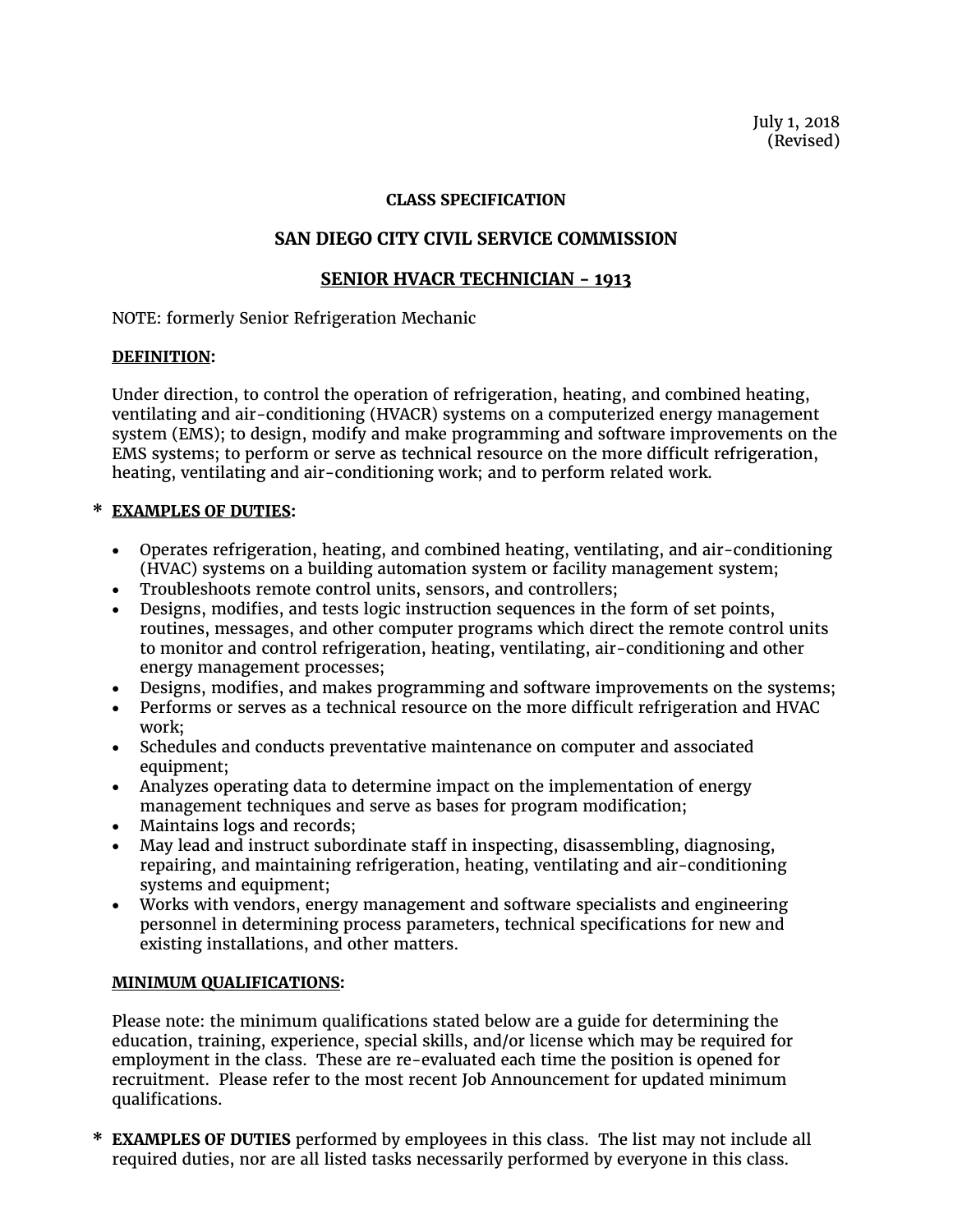July 1, 2018
(Revised)

**CLASS SPECIFICATION**

## SAN DIEGO CITY CIVIL SERVICE COMMISSION

## SENIOR HVACR TECHNICIAN - 1913

NOTE: formerly Senior Refrigeration Mechanic

**DEFINITION:**

Under direction, to control the operation of refrigeration, heating, and combined heating, ventilating and air-conditioning (HVACR) systems on a computerized energy management system (EMS); to design, modify and make programming and software improvements on the EMS systems; to perform or serve as technical resource on the more difficult refrigeration, heating, ventilating and air-conditioning work; and to perform related work.

**\* EXAMPLES OF DUTIES:**

- Operates refrigeration, heating, and combined heating, ventilating, and air-conditioning (HVAC) systems on a building automation system or facility management system;
- Troubleshoots remote control units, sensors, and controllers;
- Designs, modifies, and tests logic instruction sequences in the form of set points, routines, messages, and other computer programs which direct the remote control units to monitor and control refrigeration, heating, ventilating, air-conditioning and other energy management processes;
- Designs, modifies, and makes programming and software improvements on the systems;
- Performs or serves as a technical resource on the more difficult refrigeration and HVAC work;
- Schedules and conducts preventative maintenance on computer and associated equipment;
- Analyzes operating data to determine impact on the implementation of energy management techniques and serve as bases for program modification;
- Maintains logs and records;
- May lead and instruct subordinate staff in inspecting, disassembling, diagnosing, repairing, and maintaining refrigeration, heating, ventilating and air-conditioning systems and equipment;
- Works with vendors, energy management and software specialists and engineering personnel in determining process parameters, technical specifications for new and existing installations, and other matters.

**MINIMUM QUALIFICATIONS:**

Please note: the minimum qualifications stated below are a guide for determining the education, training, experience, special skills, and/or license which may be required for employment in the class. These are re-evaluated each time the position is opened for recruitment. Please refer to the most recent Job Announcement for updated minimum qualifications.

\* **EXAMPLES OF DUTIES** performed by employees in this class. The list may not include all required duties, nor are all listed tasks necessarily performed by everyone in this class.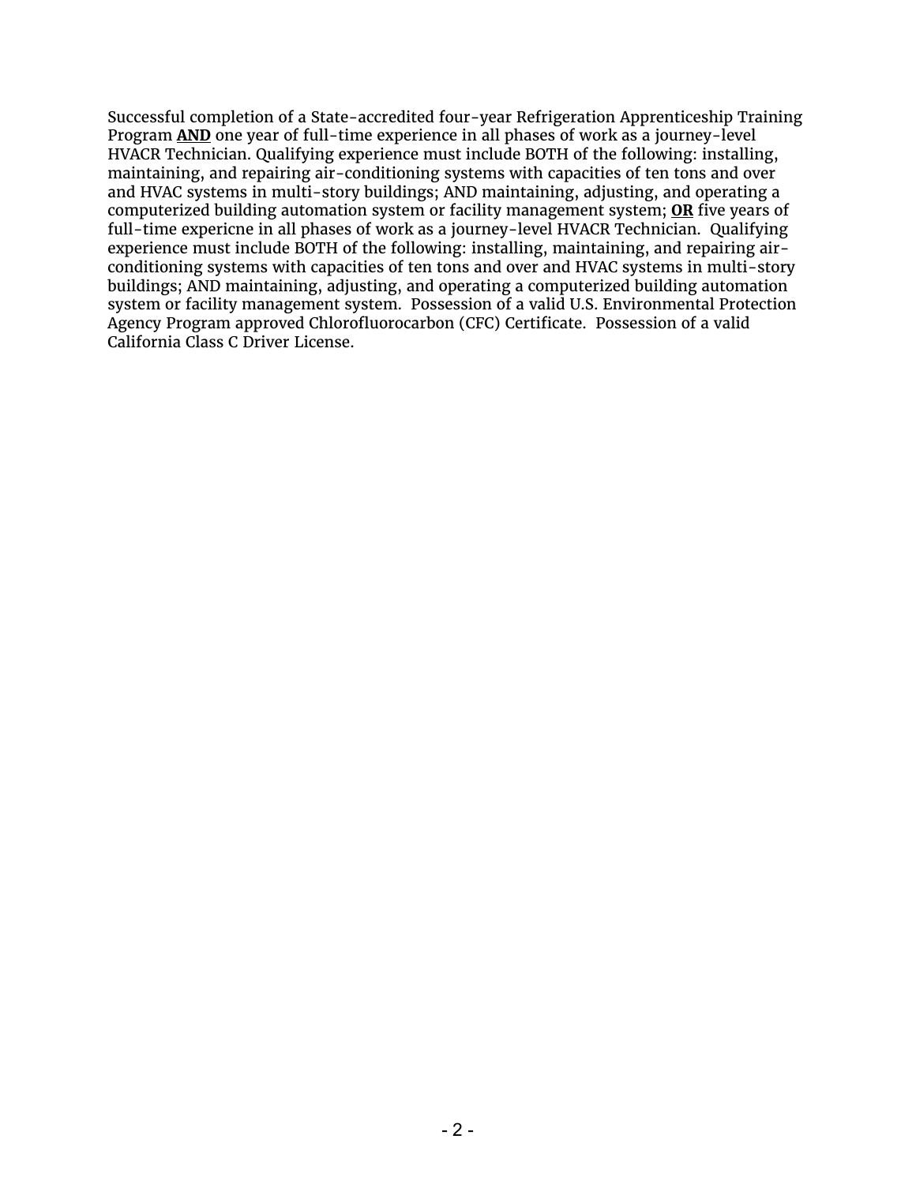Successful completion of a State-accredited four-year Refrigeration Apprenticeship Training Program **AND** one year of full-time experience in all phases of work as a journey-level HVACR Technician. Qualifying experience must include BOTH of the following: installing, maintaining, and repairing air-conditioning systems with capacities of ten tons and over and HVAC systems in multi-story buildings; AND maintaining, adjusting, and operating a computerized building automation system or facility management system; **OR** five years of full-time expericne in all phases of work as a journey-level HVACR Technician. Qualifying experience must include BOTH of the following: installing, maintaining, and repairing air-conditioning systems with capacities of ten tons and over and HVAC systems in multi-story buildings; AND maintaining, adjusting, and operating a computerized building automation system or facility management system. Possession of a valid U.S. Environmental Protection Agency Program approved Chlorofluorocarbon (CFC) Certificate. Possession of a valid California Class C Driver License.